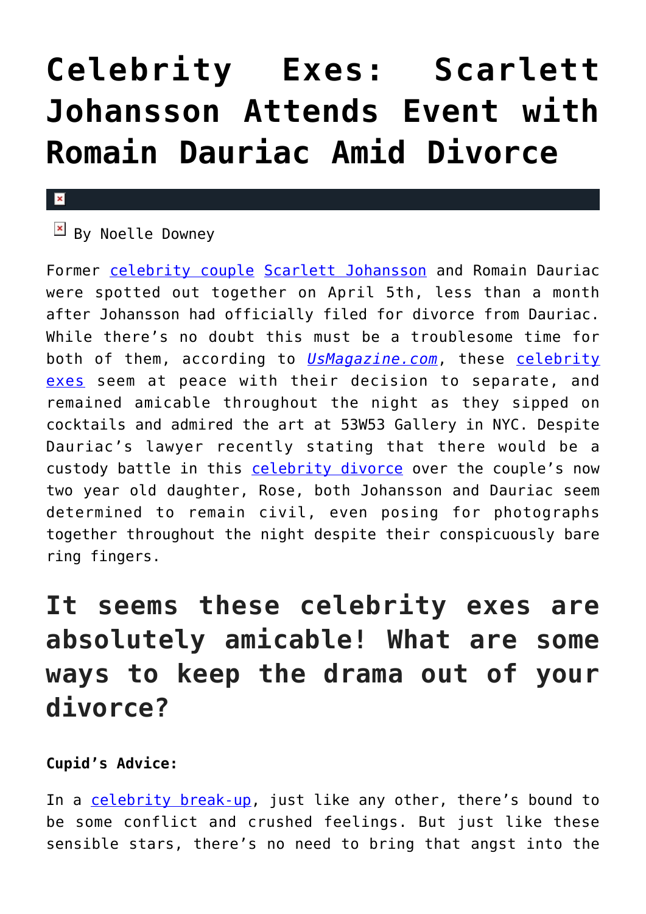# Celebrity Exes: Scarlett Johansson Attends Event with Romain Dauriac Amid Divorce

By Noelle Downey

Former celebrity couple Scarlett Johansson and Romain Dauriac were spotted out together on April 5th, less than a month after Johansson had officially filed for divorce from Dauriac. While there's no doubt this must be a troublesome time for both of them, according to *UsMagazine.com*, these celebrity exes seem at peace with their decision to separate, and remained amicable throughout the night as they sipped on cocktails and admired the art at 53W53 Gallery in NYC. Despite Dauriac's lawyer recently stating that there would be a custody battle in this celebrity divorce over the couple's now two year old daughter, Rose, both Johansson and Dauriac seem determined to remain civil, even posing for photographs together throughout the night despite their conspicuously bare ring fingers.

## It seems these celebrity exes are absolutely amicable! What are some ways to keep the drama out of your divorce?

**Cupid's Advice:**

In a celebrity break-up, just like any other, there's bound to be some conflict and crushed feelings. But just like these sensible stars, there's no need to bring that angst into the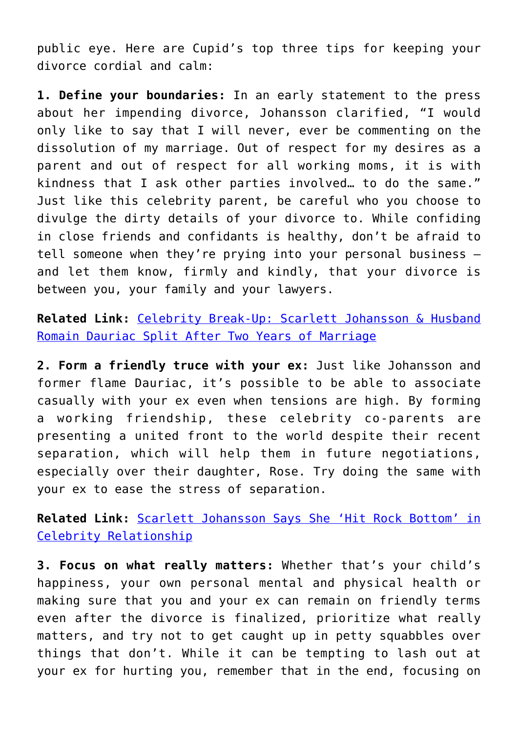public eye. Here are Cupid's top three tips for keeping your divorce cordial and calm:

**1. Define your boundaries:** In an early statement to the press about her impending divorce, Johansson clarified, "I would only like to say that I will never, ever be commenting on the dissolution of my marriage. Out of respect for my desires as a parent and out of respect for all working moms, it is with kindness that I ask other parties involved… to do the same." Just like this celebrity parent, be careful who you choose to divulge the dirty details of your divorce to. While confiding in close friends and confidants is healthy, don't be afraid to tell someone when they're prying into your personal business — and let them know, firmly and kindly, that your divorce is between you, your family and your lawyers.

**Related Link:** [Celebrity Break-Up: Scarlett Johansson & Husband Romain Dauriac Split After Two Years of Marriage]()

**2. Form a friendly truce with your ex:** Just like Johansson and former flame Dauriac, it's possible to be able to associate casually with your ex even when tensions are high. By forming a working friendship, these celebrity co-parents are presenting a united front to the world despite their recent separation, which will help them in future negotiations, especially over their daughter, Rose. Try doing the same with your ex to ease the stress of separation.

**Related Link:** [Scarlett Johansson Says She 'Hit Rock Bottom' in Celebrity Relationship]()

**3. Focus on what really matters:** Whether that's your child's happiness, your own personal mental and physical health or making sure that you and your ex can remain on friendly terms even after the divorce is finalized, prioritize what really matters, and try not to get caught up in petty squabbles over things that don't. While it can be tempting to lash out at your ex for hurting you, remember that in the end, focusing on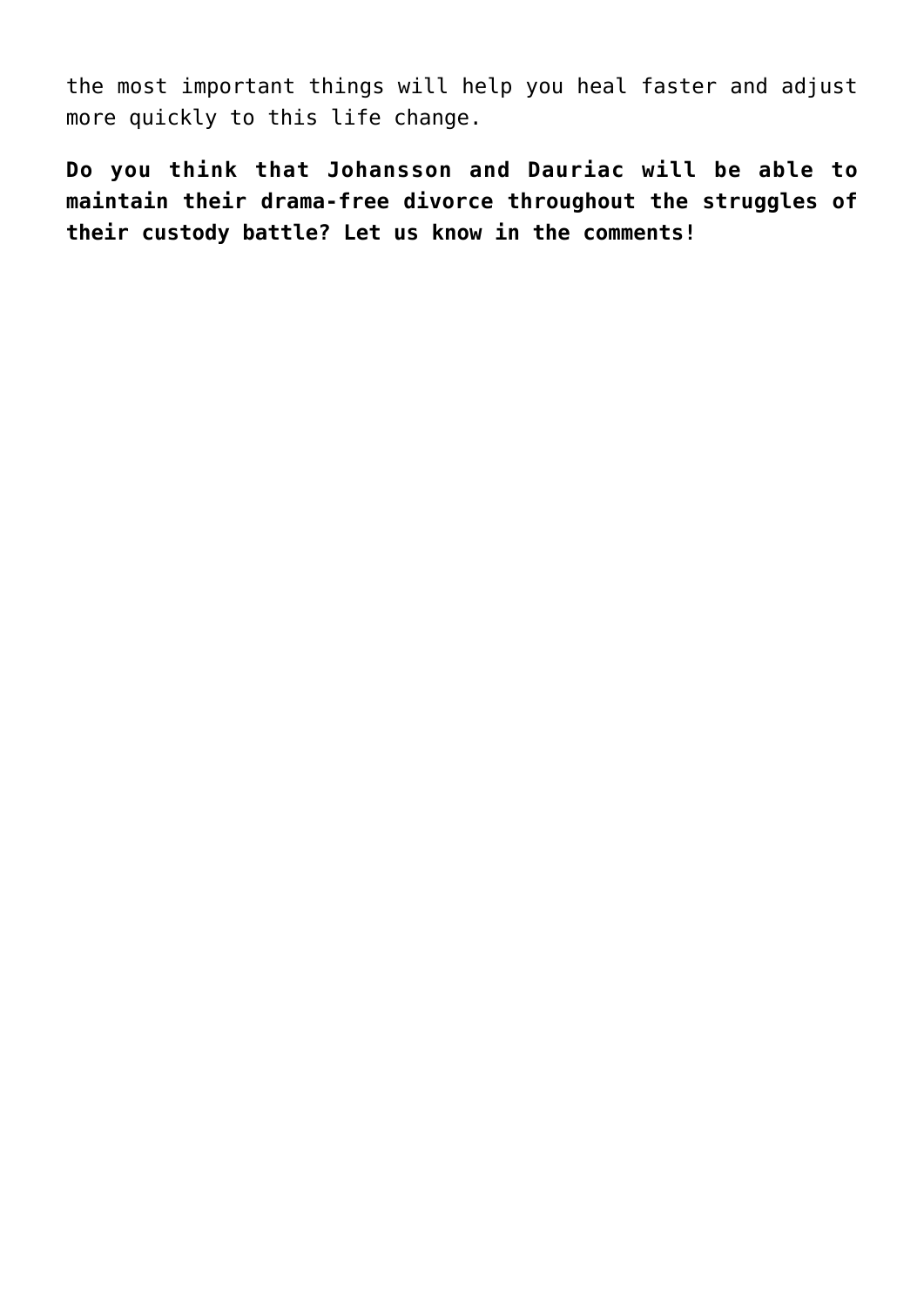the most important things will help you heal faster and adjust more quickly to this life change.

**Do you think that Johansson and Dauriac will be able to maintain their drama-free divorce throughout the struggles of their custody battle? Let us know in the comments!**